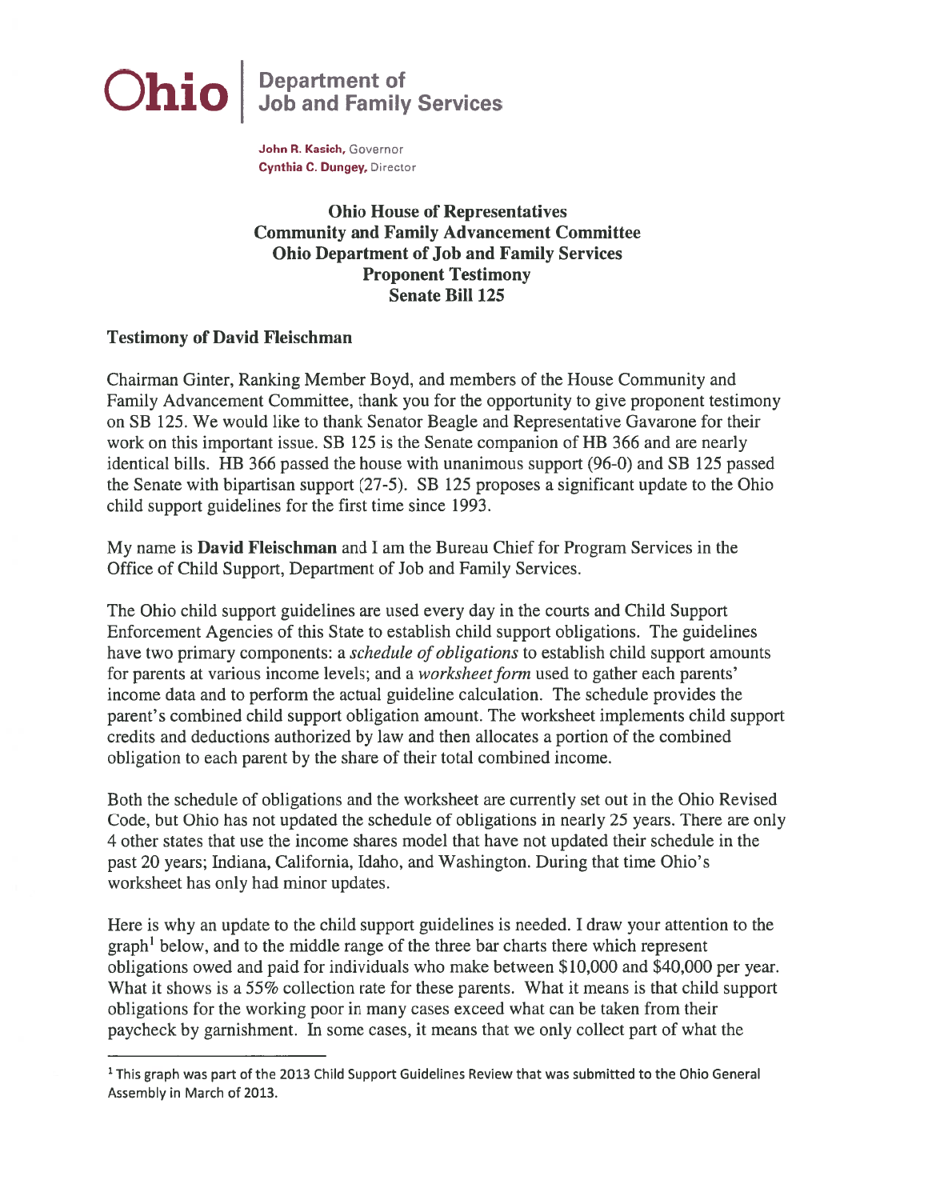**Ohio** | **Department of Job and Family Services**

**John R. Kasich,** Governor
**Cynthia C. Dungey,** Director

## Ohio House of Representatives
## Community and Family Advancement Committee
## Ohio Department of Job and Family Services
## Proponent Testimony
## Senate Bill 125

**Testimony of David Fleischman**

Chairman Ginter, Ranking Member Boyd, and members of the House Community and Family Advancement Committee, thank you for the opportunity to give proponent testimony on SB 125. We would like to thank Senator Beagle and Representative Gavarone for their work on this important issue. SB 125 is the Senate companion of HB 366 and are nearly identical bills. HB 366 passed the house with unanimous support (96-0) and SB 125 passed the Senate with bipartisan support (27-5). SB 125 proposes a significant update to the Ohio child support guidelines for the first time since 1993.

My name is **David Fleischman** and I am the Bureau Chief for Program Services in the Office of Child Support, Department of Job and Family Services.

The Ohio child support guidelines are used every day in the courts and Child Support Enforcement Agencies of this State to establish child support obligations. The guidelines have two primary components: a *schedule of obligations* to establish child support amounts for parents at various income levels; and a *worksheet form* used to gather each parents' income data and to perform the actual guideline calculation. The schedule provides the parent's combined child support obligation amount. The worksheet implements child support credits and deductions authorized by law and then allocates a portion of the combined obligation to each parent by the share of their total combined income.

Both the schedule of obligations and the worksheet are currently set out in the Ohio Revised Code, but Ohio has not updated the schedule of obligations in nearly 25 years. There are only 4 other states that use the income shares model that have not updated their schedule in the past 20 years; Indiana, California, Idaho, and Washington. During that time Ohio's worksheet has only had minor updates.

Here is why an update to the child support guidelines is needed. I draw your attention to the graph[1] below, and to the middle range of the three bar charts there which represent obligations owed and paid for individuals who make between $10,000 and $40,000 per year. What it shows is a 55% collection rate for these parents. What it means is that child support obligations for the working poor in many cases exceed what can be taken from their paycheck by garnishment. In some cases, it means that we only collect part of what the

---

[1] This graph was part of the 2013 Child Support Guidelines Review that was submitted to the Ohio General Assembly in March of 2013.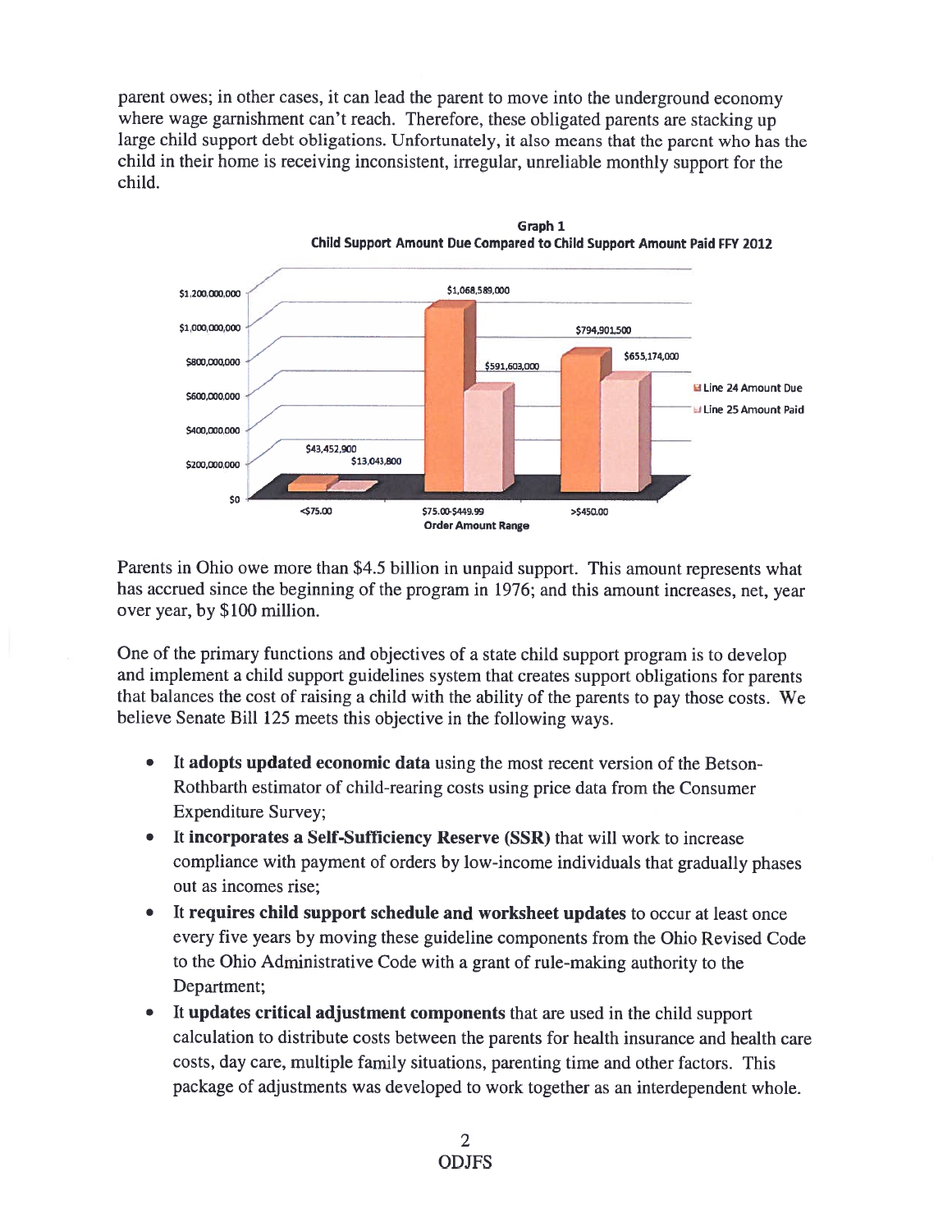parent owes; in other cases, it can lead the parent to move into the underground economy where wage garnishment can't reach. Therefore, these obligated parents are stacking up large child support debt obligations. Unfortunately, it also means that the parent who has the child in their home is receiving inconsistent, irregular, unreliable monthly support for the child.

**Graph 1**
**Child Support Amount Due Compared to Child Support Amount Paid FFY 2012**

| Order Amount Range | Line 24 Amount Due | Line 25 Amount Paid |
|---|---|---|
| <$75.00 | $43,452,900 | $13,043,800 |
| $75.00-$449.99 | $1,068,589,000 | $591,603,000 |
| >$450.00 | $794,901,500 | $655,174,000 |

Parents in Ohio owe more than $4.5 billion in unpaid support. This amount represents what has accrued since the beginning of the program in 1976; and this amount increases, net, year over year, by $100 million.

One of the primary functions and objectives of a state child support program is to develop and implement a child support guidelines system that creates support obligations for parents that balances the cost of raising a child with the ability of the parents to pay those costs. We believe Senate Bill 125 meets this objective in the following ways.

- It **adopts updated economic data** using the most recent version of the Betson-Rothbarth estimator of child-rearing costs using price data from the Consumer Expenditure Survey;
- It **incorporates a Self-Sufficiency Reserve (SSR)** that will work to increase compliance with payment of orders by low-income individuals that gradually phases out as incomes rise;
- It **requires child support schedule and worksheet updates** to occur at least once every five years by moving these guideline components from the Ohio Revised Code to the Ohio Administrative Code with a grant of rule-making authority to the Department;
- It **updates critical adjustment components** that are used in the child support calculation to distribute costs between the parents for health insurance and health care costs, day care, multiple family situations, parenting time and other factors. This package of adjustments was developed to work together as an interdependent whole.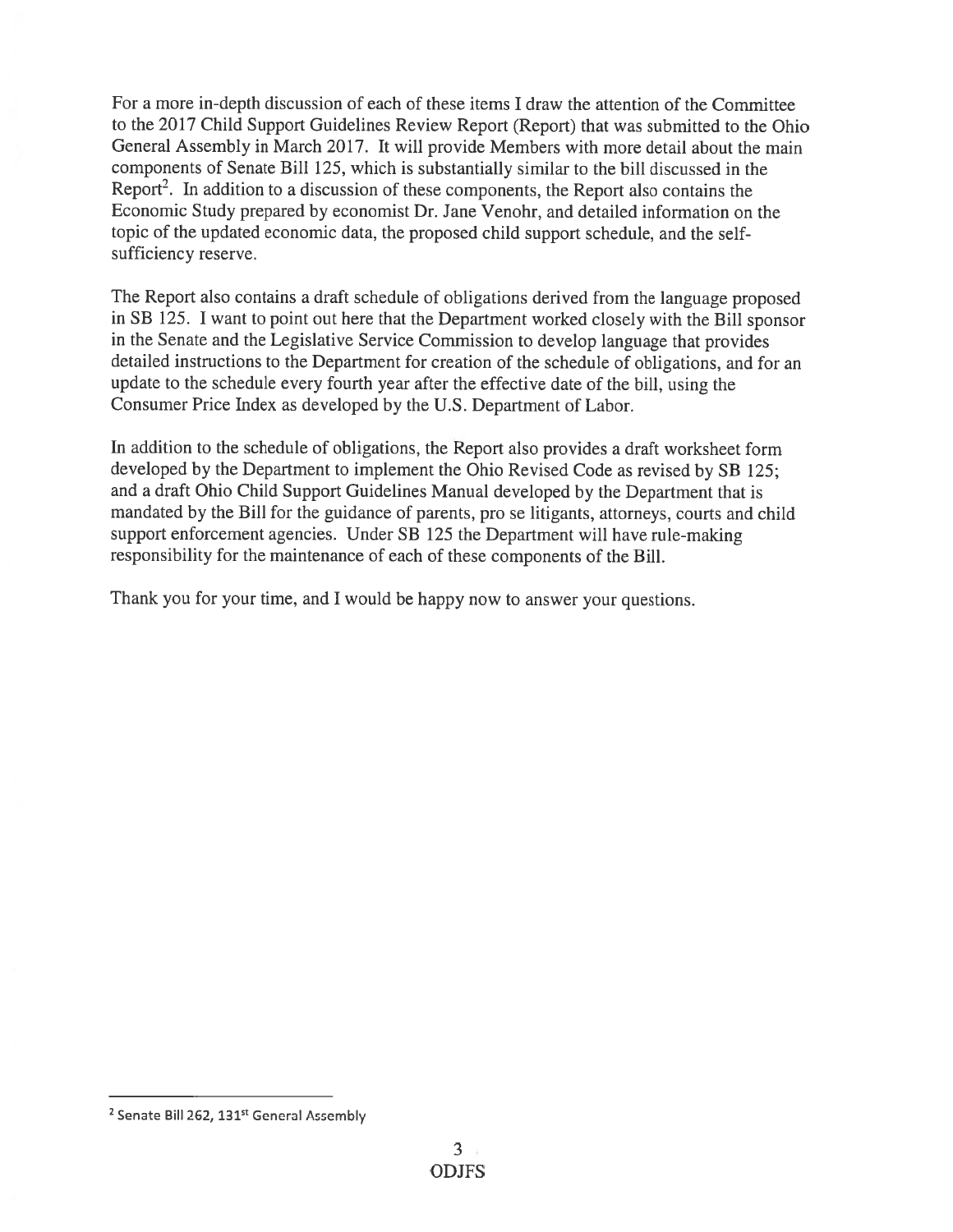For a more in-depth discussion of each of these items I draw the attention of the Committee to the 2017 Child Support Guidelines Review Report (Report) that was submitted to the Ohio General Assembly in March 2017. It will provide Members with more detail about the main components of Senate Bill 125, which is substantially similar to the bill discussed in the Report[2]. In addition to a discussion of these components, the Report also contains the Economic Study prepared by economist Dr. Jane Venohr, and detailed information on the topic of the updated economic data, the proposed child support schedule, and the self-sufficiency reserve.

The Report also contains a draft schedule of obligations derived from the language proposed in SB 125. I want to point out here that the Department worked closely with the Bill sponsor in the Senate and the Legislative Service Commission to develop language that provides detailed instructions to the Department for creation of the schedule of obligations, and for an update to the schedule every fourth year after the effective date of the bill, using the Consumer Price Index as developed by the U.S. Department of Labor.

In addition to the schedule of obligations, the Report also provides a draft worksheet form developed by the Department to implement the Ohio Revised Code as revised by SB 125; and a draft Ohio Child Support Guidelines Manual developed by the Department that is mandated by the Bill for the guidance of parents, pro se litigants, attorneys, courts and child support enforcement agencies. Under SB 125 the Department will have rule-making responsibility for the maintenance of each of these components of the Bill.

Thank you for your time, and I would be happy now to answer your questions.

---

[2] Senate Bill 262, 131st General Assembly